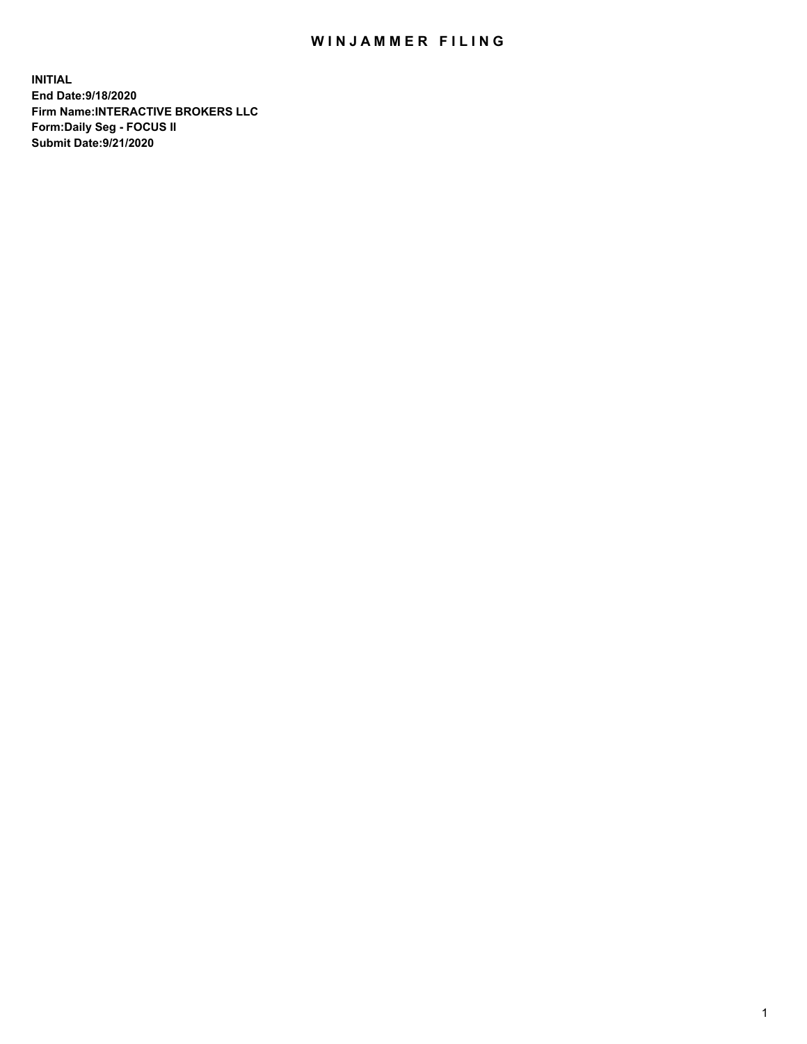# WINJAMMER FILING

**INITIAL**
**End Date:9/18/2020**
**Firm Name:INTERACTIVE BROKERS LLC**
**Form:Daily Seg - FOCUS II**
**Submit Date:9/21/2020**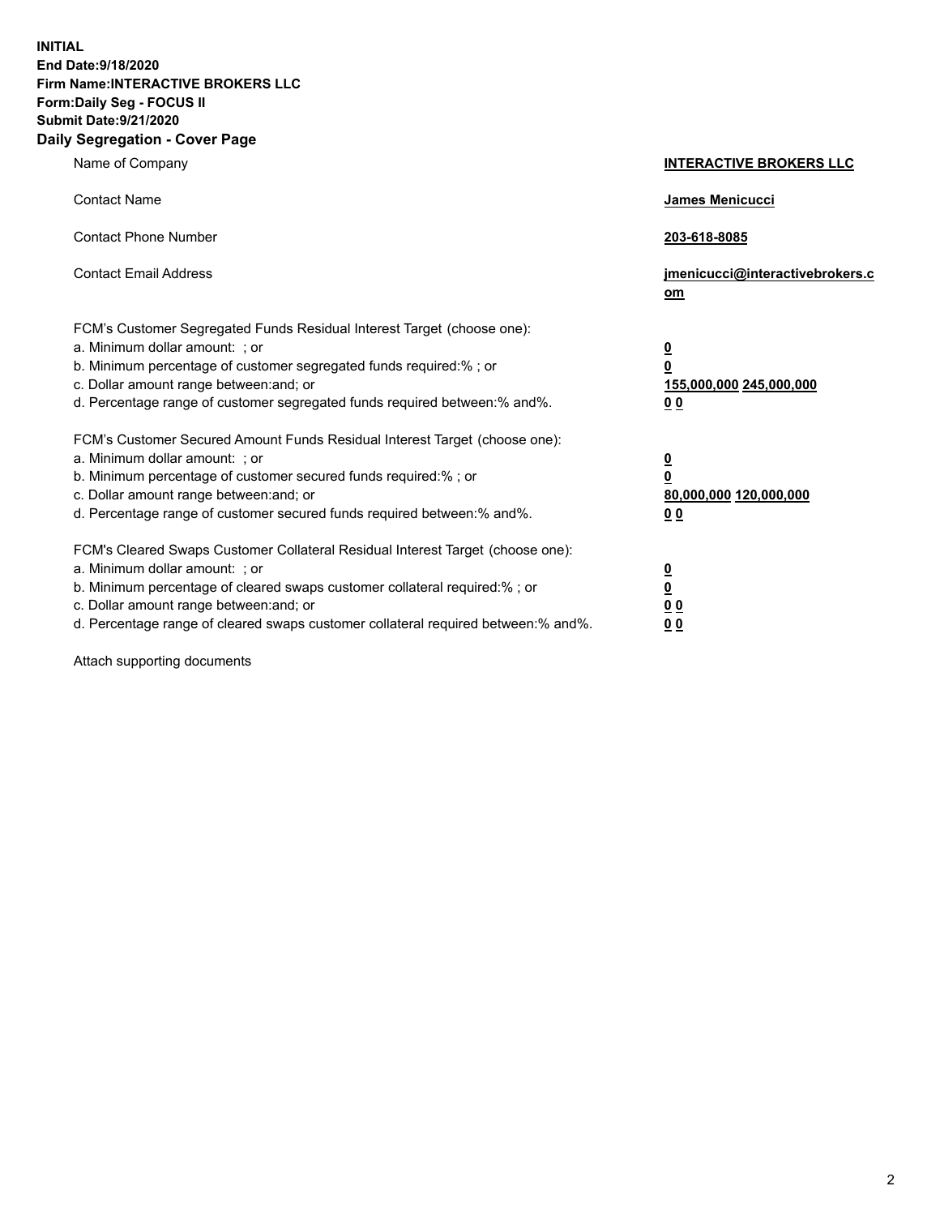**INITIAL**
**End Date:9/18/2020**
**Firm Name:INTERACTIVE BROKERS LLC**
**Form:Daily Seg - FOCUS II**
**Submit Date:9/21/2020**
**Daily Segregation - Cover Page**

| | |
|---|---|
| Name of Company | **INTERACTIVE BROKERS LLC** |
| Contact Name | **James Menicucci** |
| Contact Phone Number | **203-618-8085** |
| Contact Email Address | **jmenicucci@interactivebrokers.com** |
| FCM's Customer Segregated Funds Residual Interest Target (choose one): | |
| a. Minimum dollar amount: ; or | **0** |
| b. Minimum percentage of customer segregated funds required:% ; or | **0** |
| c. Dollar amount range between:and; or | **155,000,000 245,000,000** |
| d. Percentage range of customer segregated funds required between:% and%. | **0 0** |
| FCM's Customer Secured Amount Funds Residual Interest Target (choose one): | |
| a. Minimum dollar amount: ; or | **0** |
| b. Minimum percentage of customer secured funds required:% ; or | **0** |
| c. Dollar amount range between:and; or | **80,000,000 120,000,000** |
| d. Percentage range of customer secured funds required between:% and%. | **0 0** |
| FCM's Cleared Swaps Customer Collateral Residual Interest Target (choose one): | |
| a. Minimum dollar amount: ; or | **0** |
| b. Minimum percentage of cleared swaps customer collateral required:% ; or | **0** |
| c. Dollar amount range between:and; or | **0 0** |
| d. Percentage range of cleared swaps customer collateral required between:% and%. | **0 0** |

Attach supporting documents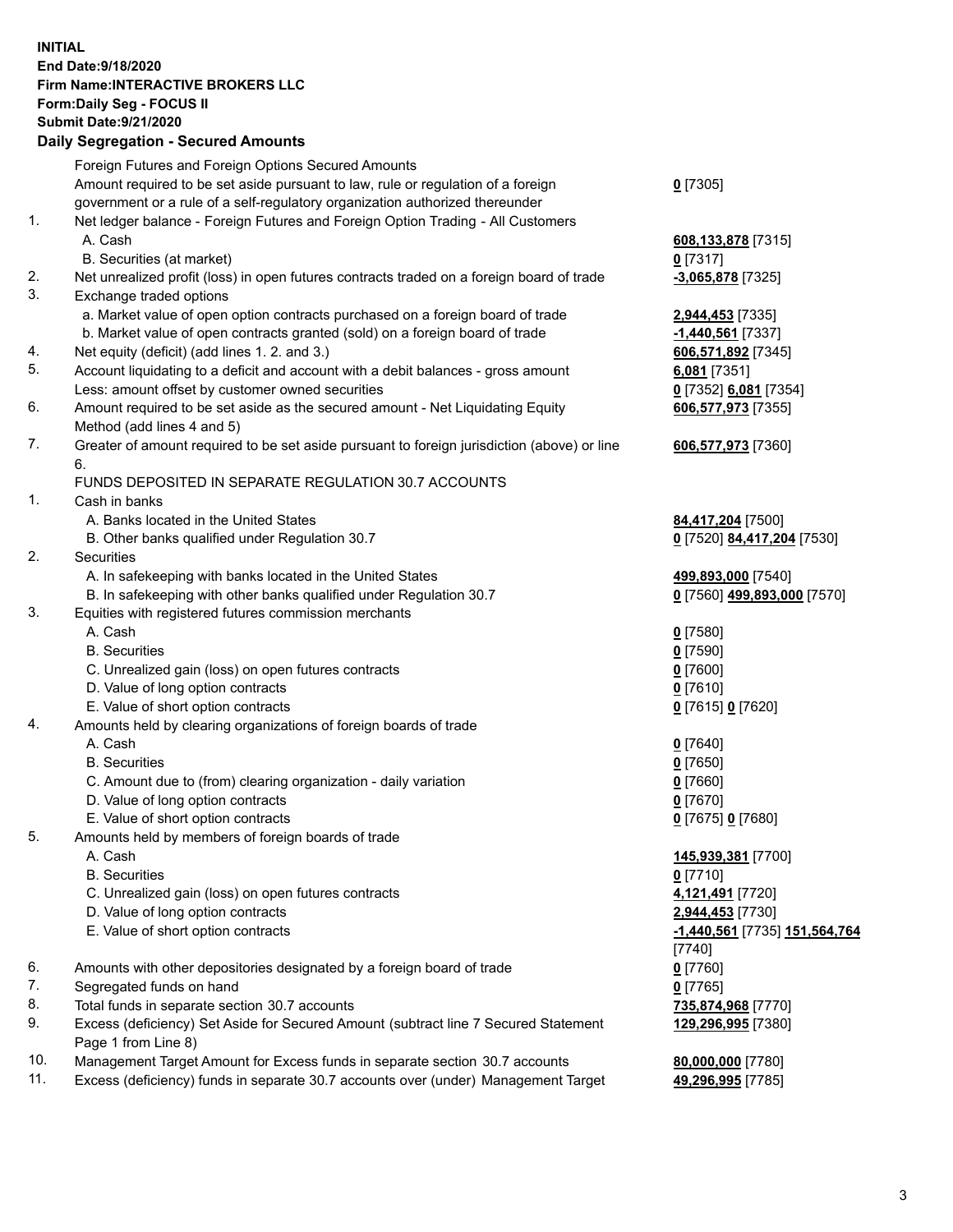**INITIAL**
**End Date:9/18/2020**
**Firm Name:INTERACTIVE BROKERS LLC**
**Form:Daily Seg - FOCUS II**
**Submit Date:9/21/2020**

### Daily Segregation - Secured Amounts

| | | |
|---|---|---|
| | Foreign Futures and Foreign Options Secured Amounts | |
| | Amount required to be set aside pursuant to law, rule or regulation of a foreign government or a rule of a self-regulatory organization authorized thereunder | **0** [7305] |
| 1. | Net ledger balance - Foreign Futures and Foreign Option Trading - All Customers | |
| | A. Cash | **608,133,878** [7315] |
| | B. Securities (at market) | **0** [7317] |
| 2. | Net unrealized profit (loss) in open futures contracts traded on a foreign board of trade | **-3,065,878** [7325] |
| 3. | Exchange traded options | |
| | a. Market value of open option contracts purchased on a foreign board of trade | **2,944,453** [7335] |
| | b. Market value of open contracts granted (sold) on a foreign board of trade | **-1,440,561** [7337] |
| 4. | Net equity (deficit) (add lines 1. 2. and 3.) | **606,571,892** [7345] |
| 5. | Account liquidating to a deficit and account with a debit balances - gross amount | **6,081** [7351] |
| | Less: amount offset by customer owned securities | **0** [7352] **6,081** [7354] |
| 6. | Amount required to be set aside as the secured amount - Net Liquidating Equity Method (add lines 4 and 5) | **606,577,973** [7355] |
| 7. | Greater of amount required to be set aside pursuant to foreign jurisdiction (above) or line 6. | **606,577,973** [7360] |
| | FUNDS DEPOSITED IN SEPARATE REGULATION 30.7 ACCOUNTS | |
| 1. | Cash in banks | |
| | A. Banks located in the United States | **84,417,204** [7500] |
| | B. Other banks qualified under Regulation 30.7 | **0** [7520] **84,417,204** [7530] |
| 2. | Securities | |
| | A. In safekeeping with banks located in the United States | **499,893,000** [7540] |
| | B. In safekeeping with other banks qualified under Regulation 30.7 | **0** [7560] **499,893,000** [7570] |
| 3. | Equities with registered futures commission merchants | |
| | A. Cash | **0** [7580] |
| | B. Securities | **0** [7590] |
| | C. Unrealized gain (loss) on open futures contracts | **0** [7600] |
| | D. Value of long option contracts | **0** [7610] |
| | E. Value of short option contracts | **0** [7615] **0** [7620] |
| 4. | Amounts held by clearing organizations of foreign boards of trade | |
| | A. Cash | **0** [7640] |
| | B. Securities | **0** [7650] |
| | C. Amount due to (from) clearing organization - daily variation | **0** [7660] |
| | D. Value of long option contracts | **0** [7670] |
| | E. Value of short option contracts | **0** [7675] **0** [7680] |
| 5. | Amounts held by members of foreign boards of trade | |
| | A. Cash | **145,939,381** [7700] |
| | B. Securities | **0** [7710] |
| | C. Unrealized gain (loss) on open futures contracts | **4,121,491** [7720] |
| | D. Value of long option contracts | **2,944,453** [7730] |
| | E. Value of short option contracts | **-1,440,561** [7735] **151,564,764** [7740] |
| 6. | Amounts with other depositories designated by a foreign board of trade | **0** [7760] |
| 7. | Segregated funds on hand | **0** [7765] |
| 8. | Total funds in separate section 30.7 accounts | **735,874,968** [7770] |
| 9. | Excess (deficiency) Set Aside for Secured Amount (subtract line 7 Secured Statement Page 1 from Line 8) | **129,296,995** [7380] |
| 10. | Management Target Amount for Excess funds in separate section 30.7 accounts | **80,000,000** [7780] |
| 11. | Excess (deficiency) funds in separate 30.7 accounts over (under) Management Target | **49,296,995** [7785] |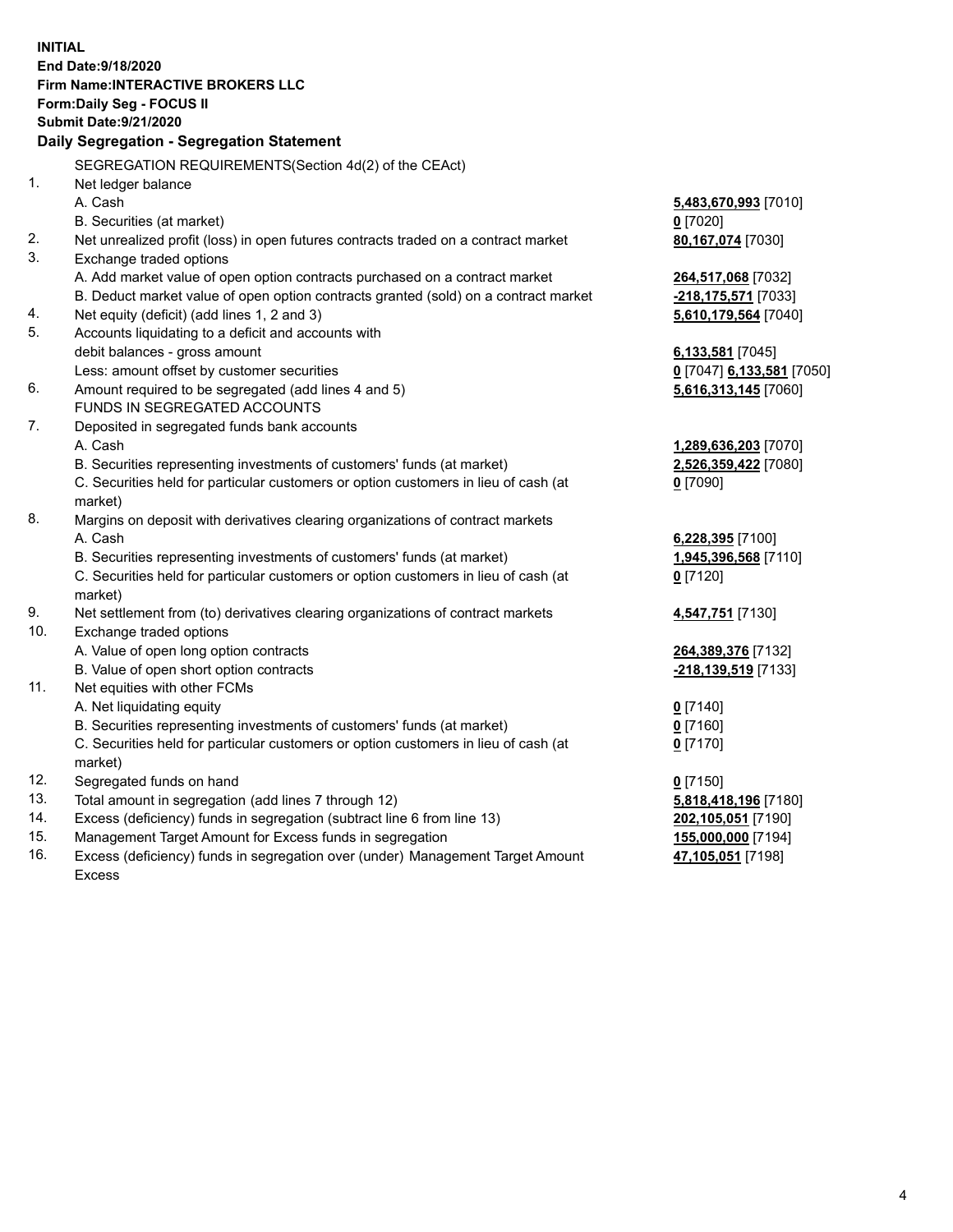**INITIAL**
**End Date:9/18/2020**
**Firm Name:INTERACTIVE BROKERS LLC**
**Form:Daily Seg - FOCUS II**
**Submit Date:9/21/2020**

**Daily Segregation - Segregation Statement**

| | | |
|---|---|---|
| | SEGREGATION REQUIREMENTS(Section 4d(2) of the CEAct) | |
| 1. | Net ledger balance | |
| | A. Cash | **5,483,670,993** [7010] |
| | B. Securities (at market) | **0** [7020] |
| 2. | Net unrealized profit (loss) in open futures contracts traded on a contract market | **80,167,074** [7030] |
| 3. | Exchange traded options | |
| | A. Add market value of open option contracts purchased on a contract market | **264,517,068** [7032] |
| | B. Deduct market value of open option contracts granted (sold) on a contract market | **-218,175,571** [7033] |
| 4. | Net equity (deficit) (add lines 1, 2 and 3) | **5,610,179,564** [7040] |
| 5. | Accounts liquidating to a deficit and accounts with | |
| | debit balances - gross amount | **6,133,581** [7045] |
| | Less: amount offset by customer securities | **0** [7047] **6,133,581** [7050] |
| 6. | Amount required to be segregated (add lines 4 and 5) | **5,616,313,145** [7060] |
| | FUNDS IN SEGREGATED ACCOUNTS | |
| 7. | Deposited in segregated funds bank accounts | |
| | A. Cash | **1,289,636,203** [7070] |
| | B. Securities representing investments of customers' funds (at market) | **2,526,359,422** [7080] |
| | C. Securities held for particular customers or option customers in lieu of cash (at market) | **0** [7090] |
| 8. | Margins on deposit with derivatives clearing organizations of contract markets | |
| | A. Cash | **6,228,395** [7100] |
| | B. Securities representing investments of customers' funds (at market) | **1,945,396,568** [7110] |
| | C. Securities held for particular customers or option customers in lieu of cash (at market) | **0** [7120] |
| 9. | Net settlement from (to) derivatives clearing organizations of contract markets | **4,547,751** [7130] |
| 10. | Exchange traded options | |
| | A. Value of open long option contracts | **264,389,376** [7132] |
| | B. Value of open short option contracts | **-218,139,519** [7133] |
| 11. | Net equities with other FCMs | |
| | A. Net liquidating equity | **0** [7140] |
| | B. Securities representing investments of customers' funds (at market) | **0** [7160] |
| | C. Securities held for particular customers or option customers in lieu of cash (at market) | **0** [7170] |
| 12. | Segregated funds on hand | **0** [7150] |
| 13. | Total amount in segregation (add lines 7 through 12) | **5,818,418,196** [7180] |
| 14. | Excess (deficiency) funds in segregation (subtract line 6 from line 13) | **202,105,051** [7190] |
| 15. | Management Target Amount for Excess funds in segregation | **155,000,000** [7194] |
| 16. | Excess (deficiency) funds in segregation over (under) Management Target Amount Excess | **47,105,051** [7198] |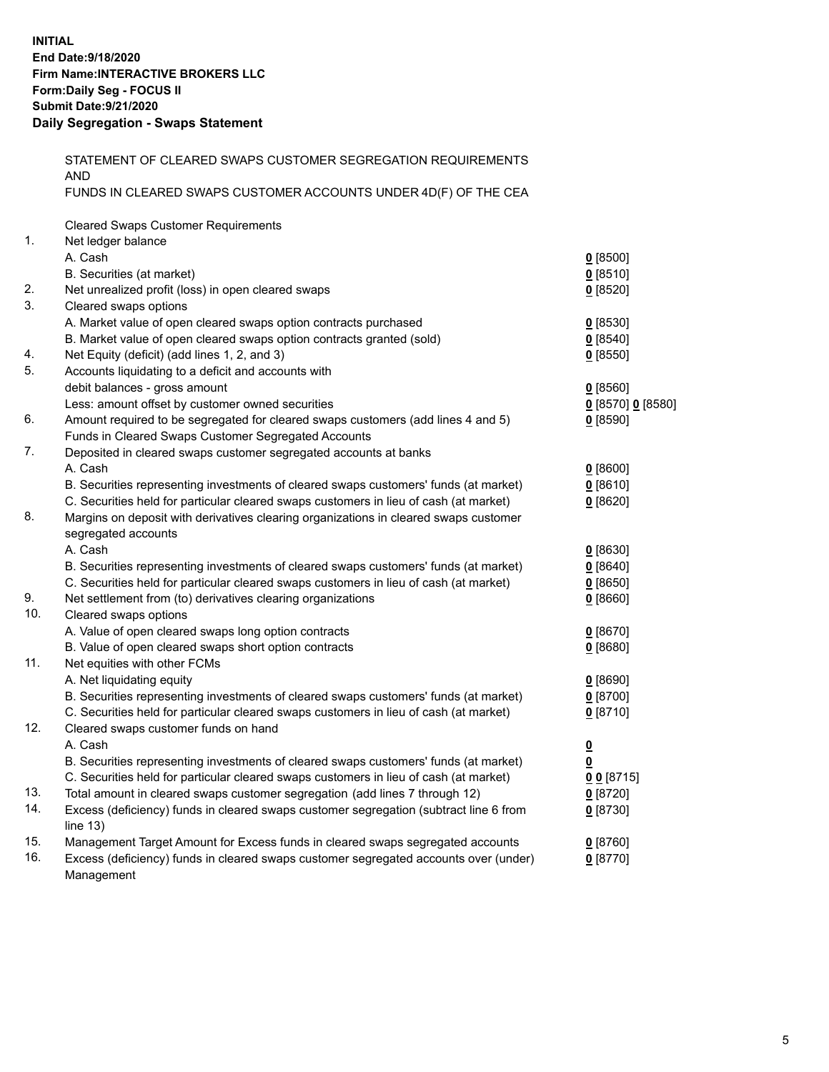**INITIAL**
**End Date:9/18/2020**
**Firm Name:INTERACTIVE BROKERS LLC**
**Form:Daily Seg - FOCUS II**
**Submit Date:9/21/2020**
**Daily Segregation - Swaps Statement**

STATEMENT OF CLEARED SWAPS CUSTOMER SEGREGATION REQUIREMENTS AND FUNDS IN CLEARED SWAPS CUSTOMER ACCOUNTS UNDER 4D(F) OF THE CEA

| | | |
|---|---|---|
| | Cleared Swaps Customer Requirements | |
| 1. | Net ledger balance | |
| | A. Cash | 0 [8500] |
| | B. Securities (at market) | 0 [8510] |
| 2. | Net unrealized profit (loss) in open cleared swaps | 0 [8520] |
| 3. | Cleared swaps options | |
| | A. Market value of open cleared swaps option contracts purchased | 0 [8530] |
| | B. Market value of open cleared swaps option contracts granted (sold) | 0 [8540] |
| 4. | Net Equity (deficit) (add lines 1, 2, and 3) | 0 [8550] |
| 5. | Accounts liquidating to a deficit and accounts with | |
| | debit balances - gross amount | 0 [8560] |
| | Less: amount offset by customer owned securities | 0 [8570] 0 [8580] |
| 6. | Amount required to be segregated for cleared swaps customers (add lines 4 and 5) | 0 [8590] |
| | Funds in Cleared Swaps Customer Segregated Accounts | |
| 7. | Deposited in cleared swaps customer segregated accounts at banks | |
| | A. Cash | 0 [8600] |
| | B. Securities representing investments of cleared swaps customers' funds (at market) | 0 [8610] |
| | C. Securities held for particular cleared swaps customers in lieu of cash (at market) | 0 [8620] |
| 8. | Margins on deposit with derivatives clearing organizations in cleared swaps customer segregated accounts | |
| | A. Cash | 0 [8630] |
| | B. Securities representing investments of cleared swaps customers' funds (at market) | 0 [8640] |
| | C. Securities held for particular cleared swaps customers in lieu of cash (at market) | 0 [8650] |
| 9. | Net settlement from (to) derivatives clearing organizations | 0 [8660] |
| 10. | Cleared swaps options | |
| | A. Value of open cleared swaps long option contracts | 0 [8670] |
| | B. Value of open cleared swaps short option contracts | 0 [8680] |
| 11. | Net equities with other FCMs | |
| | A. Net liquidating equity | 0 [8690] |
| | B. Securities representing investments of cleared swaps customers' funds (at market) | 0 [8700] |
| | C. Securities held for particular cleared swaps customers in lieu of cash (at market) | 0 [8710] |
| 12. | Cleared swaps customer funds on hand | |
| | A. Cash | 0 |
| | B. Securities representing investments of cleared swaps customers' funds (at market) | 0 |
| | C. Securities held for particular cleared swaps customers in lieu of cash (at market) | 0 0 [8715] |
| 13. | Total amount in cleared swaps customer segregation (add lines 7 through 12) | 0 [8720] |
| 14. | Excess (deficiency) funds in cleared swaps customer segregation (subtract line 6 from line 13) | 0 [8730] |
| 15. | Management Target Amount for Excess funds in cleared swaps segregated accounts | 0 [8760] |
| 16. | Excess (deficiency) funds in cleared swaps customer segregated accounts over (under) Management | 0 [8770] |